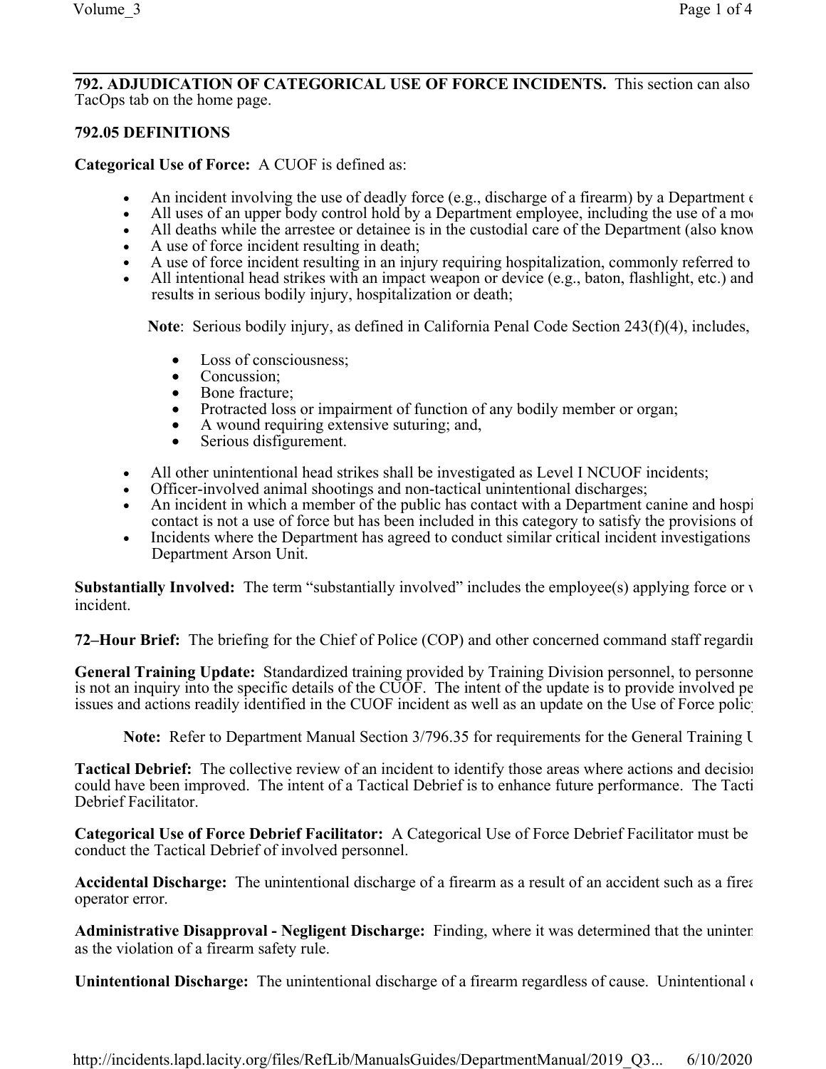**792. ADJUDICATION OF CATEGORICAL USE OF FORCE INCIDENTS.** This section can also TacOps tab on the home page.

**792.05 DEFINITIONS**

**Categorical Use of Force:** A CUOF is defined as:

- An incident involving the use of deadly force (e.g., discharge of a firearm) by a Department e
- All uses of an upper body control hold by a Department employee, including the use of a mo
- All deaths while the arrestee or detainee is in the custodial care of the Department (also know
- A use of force incident resulting in death;
- A use of force incident resulting in an injury requiring hospitalization, commonly referred to
- All intentional head strikes with an impact weapon or device (e.g., baton, flashlight, etc.) and results in serious bodily injury, hospitalization or death;

  **Note**: Serious bodily injury, as defined in California Penal Code Section 243(f)(4), includes,

  - Loss of consciousness;
  - Concussion;
  - Bone fracture;
  - Protracted loss or impairment of function of any bodily member or organ;
  - A wound requiring extensive suturing; and,
  - Serious disfigurement.

- All other unintentional head strikes shall be investigated as Level I NCUOF incidents;
- Officer-involved animal shootings and non-tactical unintentional discharges;
- An incident in which a member of the public has contact with a Department canine and hospi contact is not a use of force but has been included in this category to satisfy the provisions of
- Incidents where the Department has agreed to conduct similar critical incident investigations Department Arson Unit.

**Substantially Involved:** The term "substantially involved" includes the employee(s) applying force or incident.

**72–Hour Brief:** The briefing for the Chief of Police (COP) and other concerned command staff regardi

**General Training Update:** Standardized training provided by Training Division personnel, to personne is not an inquiry into the specific details of the CUOF. The intent of the update is to provide involved pe issues and actions readily identified in the CUOF incident as well as an update on the Use of Force polic

**Note:** Refer to Department Manual Section 3/796.35 for requirements for the General Training U

**Tactical Debrief:** The collective review of an incident to identify those areas where actions and decisio could have been improved. The intent of a Tactical Debrief is to enhance future performance. The Tacti Debrief Facilitator.

**Categorical Use of Force Debrief Facilitator:** A Categorical Use of Force Debrief Facilitator must be conduct the Tactical Debrief of involved personnel.

**Accidental Discharge:** The unintentional discharge of a firearm as a result of an accident such as a fire operator error.

**Administrative Disapproval - Negligent Discharge:** Finding, where it was determined that the uninten as the violation of a firearm safety rule.

**Unintentional Discharge:** The unintentional discharge of a firearm regardless of cause. Unintentional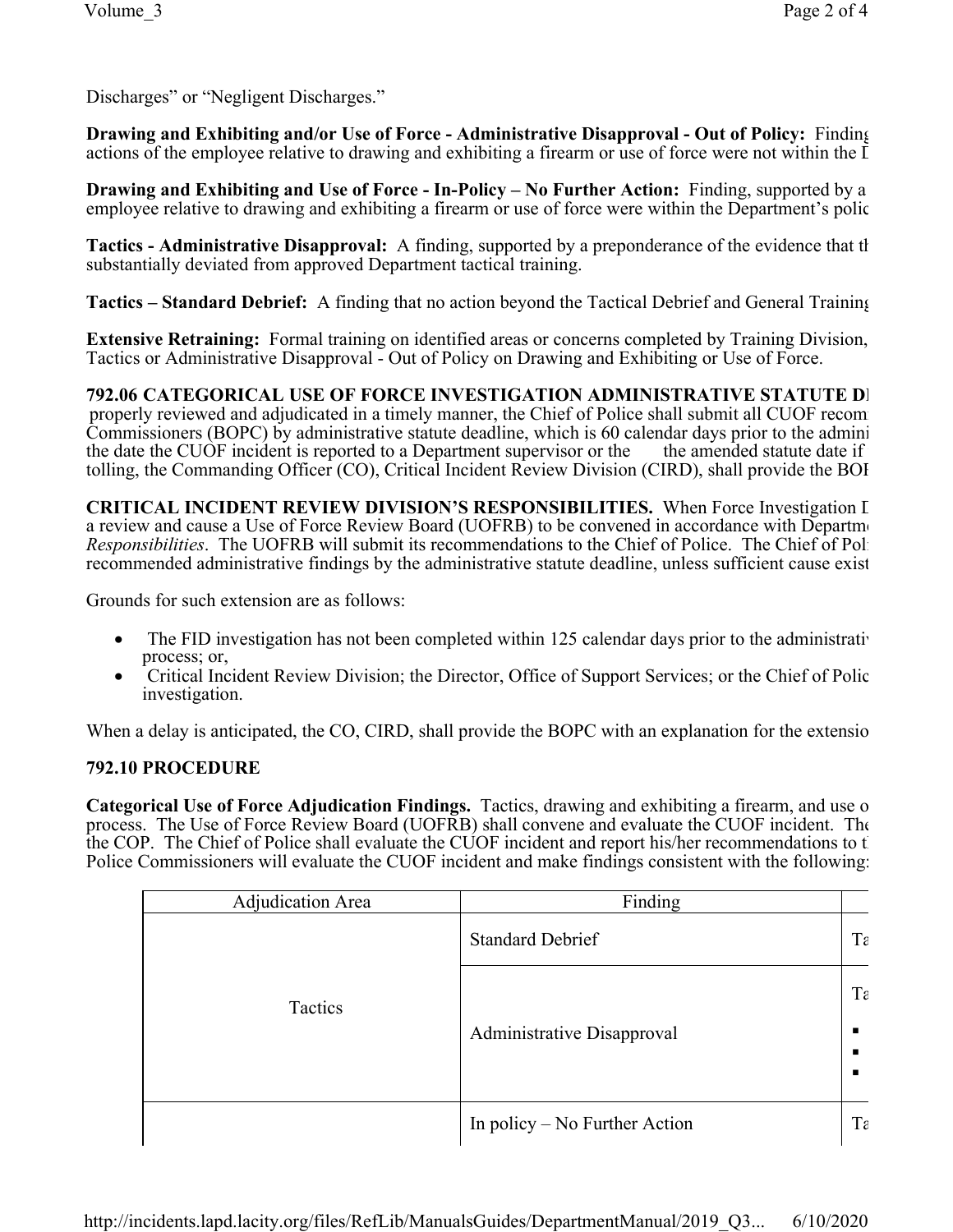Discharges" or "Negligent Discharges."

**Drawing and Exhibiting and/or Use of Force - Administrative Disapproval - Out of Policy:** Finding actions of the employee relative to drawing and exhibiting a firearm or use of force were not within the D

**Drawing and Exhibiting and Use of Force - In-Policy – No Further Action:** Finding, supported by a employee relative to drawing and exhibiting a firearm or use of force were within the Department's polic

**Tactics - Administrative Disapproval:** A finding, supported by a preponderance of the evidence that th substantially deviated from approved Department tactical training.

**Tactics – Standard Debrief:** A finding that no action beyond the Tactical Debrief and General Training

**Extensive Retraining:** Formal training on identified areas or concerns completed by Training Division, Tactics or Administrative Disapproval - Out of Policy on Drawing and Exhibiting or Use of Force.

**792.06 CATEGORICAL USE OF FORCE INVESTIGATION ADMINISTRATIVE STATUTE DI** properly reviewed and adjudicated in a timely manner, the Chief of Police shall submit all CUOF recom Commissioners (BOPC) by administrative statute deadline, which is 60 calendar days prior to the admini the date the CUOF incident is reported to a Department supervisor or the the amended statute date if tolling, the Commanding Officer (CO), Critical Incident Review Division (CIRD), shall provide the BOI

**CRITICAL INCIDENT REVIEW DIVISION'S RESPONSIBILITIES.** When Force Investigation D a review and cause a Use of Force Review Board (UOFRB) to be convened in accordance with Departm *Responsibilities*. The UOFRB will submit its recommendations to the Chief of Police. The Chief of Pol recommended administrative findings by the administrative statute deadline, unless sufficient cause exist

Grounds for such extension are as follows:

- The FID investigation has not been completed within 125 calendar days prior to the administrativ process; or,
- Critical Incident Review Division; the Director, Office of Support Services; or the Chief of Polic investigation.

When a delay is anticipated, the CO, CIRD, shall provide the BOPC with an explanation for the extensio

**792.10 PROCEDURE**

**Categorical Use of Force Adjudication Findings.** Tactics, drawing and exhibiting a firearm, and use o process. The Use of Force Review Board (UOFRB) shall convene and evaluate the CUOF incident. The the COP. The Chief of Police shall evaluate the CUOF incident and report his/her recommendations to t Police Commissioners will evaluate the CUOF incident and make findings consistent with the following:

| Adjudication Area | Finding | |
|---|---|---|
| Tactics | Standard Debrief | Ta |
| | Administrative Disapproval | Ta ▪ ▪ ▪ |
| | In policy – No Further Action | Ta |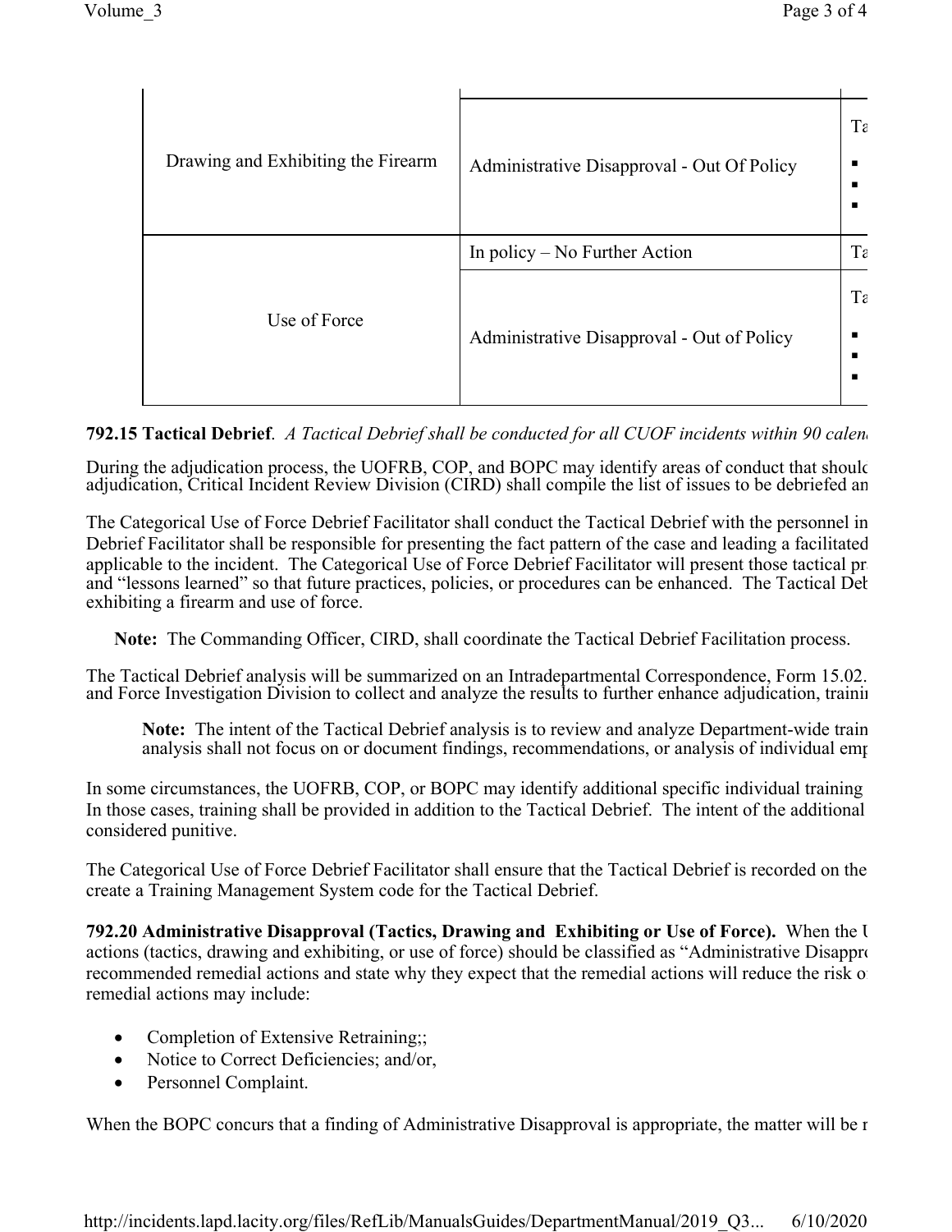| | | |
|---|---|---|
| | | |
| Drawing and Exhibiting the Firearm | Administrative Disapproval - Out Of Policy | Ta ▪ ▪ ▪ |
| Use of Force | In policy – No Further Action | Ta |
| | Administrative Disapproval - Out of Policy | Ta ▪ ▪ ▪ |

**792.15 Tactical Debrief**. *A Tactical Debrief shall be conducted for all CUOF incidents within 90 calen*

During the adjudication process, the UOFRB, COP, and BOPC may identify areas of conduct that shoulc adjudication, Critical Incident Review Division (CIRD) shall compile the list of issues to be debriefed an

The Categorical Use of Force Debrief Facilitator shall conduct the Tactical Debrief with the personnel in Debrief Facilitator shall be responsible for presenting the fact pattern of the case and leading a facilitated applicable to the incident. The Categorical Use of Force Debrief Facilitator will present those tactical pr and "lessons learned" so that future practices, policies, or procedures can be enhanced. The Tactical Deb exhibiting a firearm and use of force.

**Note:** The Commanding Officer, CIRD, shall coordinate the Tactical Debrief Facilitation process.

The Tactical Debrief analysis will be summarized on an Intradepartmental Correspondence, Form 15.02. and Force Investigation Division to collect and analyze the results to further enhance adjudication, trainin

**Note:** The intent of the Tactical Debrief analysis is to review and analyze Department-wide train analysis shall not focus on or document findings, recommendations, or analysis of individual emp

In some circumstances, the UOFRB, COP, or BOPC may identify additional specific individual training In those cases, training shall be provided in addition to the Tactical Debrief. The intent of the additional considered punitive.

The Categorical Use of Force Debrief Facilitator shall ensure that the Tactical Debrief is recorded on the create a Training Management System code for the Tactical Debrief.

**792.20 Administrative Disapproval (Tactics, Drawing and Exhibiting or Use of Force).** When the U actions (tactics, drawing and exhibiting, or use of force) should be classified as "Administrative Disappro recommended remedial actions and state why they expect that the remedial actions will reduce the risk o remedial actions may include:

- Completion of Extensive Retraining;;
- Notice to Correct Deficiencies; and/or,
- Personnel Complaint.

When the BOPC concurs that a finding of Administrative Disapproval is appropriate, the matter will be r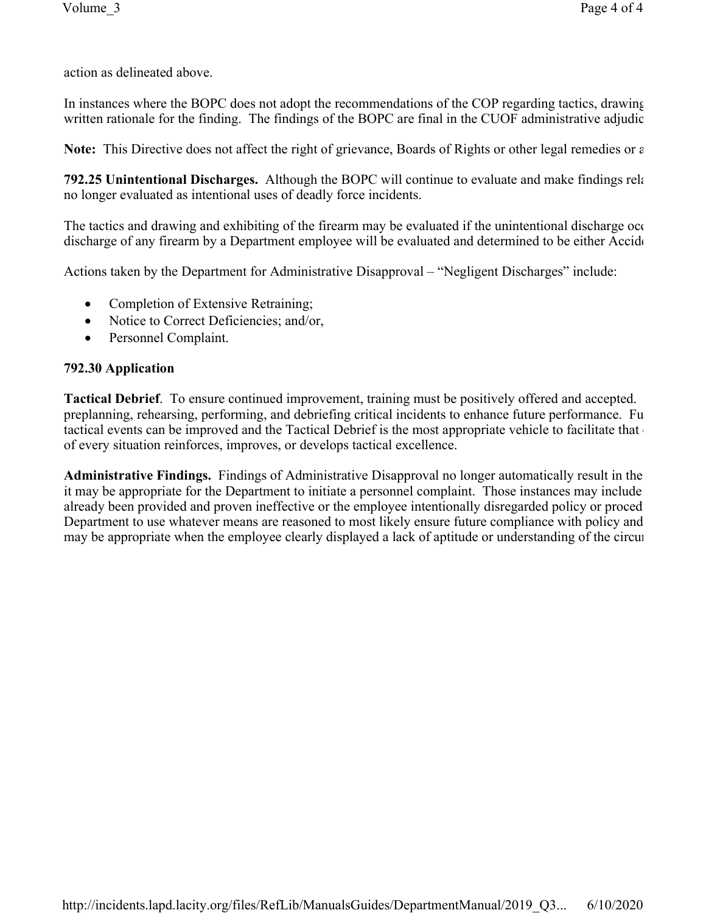action as delineated above.

In instances where the BOPC does not adopt the recommendations of the COP regarding tactics, drawing written rationale for the finding. The findings of the BOPC are final in the CUOF administrative adjudic

**Note:** This Directive does not affect the right of grievance, Boards of Rights or other legal remedies or a

**792.25 Unintentional Discharges.** Although the BOPC will continue to evaluate and make findings rel no longer evaluated as intentional uses of deadly force incidents.

The tactics and drawing and exhibiting of the firearm may be evaluated if the unintentional discharge occ discharge of any firearm by a Department employee will be evaluated and determined to be either Accid

Actions taken by the Department for Administrative Disapproval – "Negligent Discharges" include:

- Completion of Extensive Retraining;
- Notice to Correct Deficiencies; and/or,
- Personnel Complaint.

**792.30 Application**

**Tactical Debrief**. To ensure continued improvement, training must be positively offered and accepted. preplanning, rehearsing, performing, and debriefing critical incidents to enhance future performance. Fu tactical events can be improved and the Tactical Debrief is the most appropriate vehicle to facilitate that of every situation reinforces, improves, or develops tactical excellence.

**Administrative Findings.** Findings of Administrative Disapproval no longer automatically result in the it may be appropriate for the Department to initiate a personnel complaint. Those instances may include already been provided and proven ineffective or the employee intentionally disregarded policy or proced Department to use whatever means are reasoned to most likely ensure future compliance with policy and may be appropriate when the employee clearly displayed a lack of aptitude or understanding of the circu